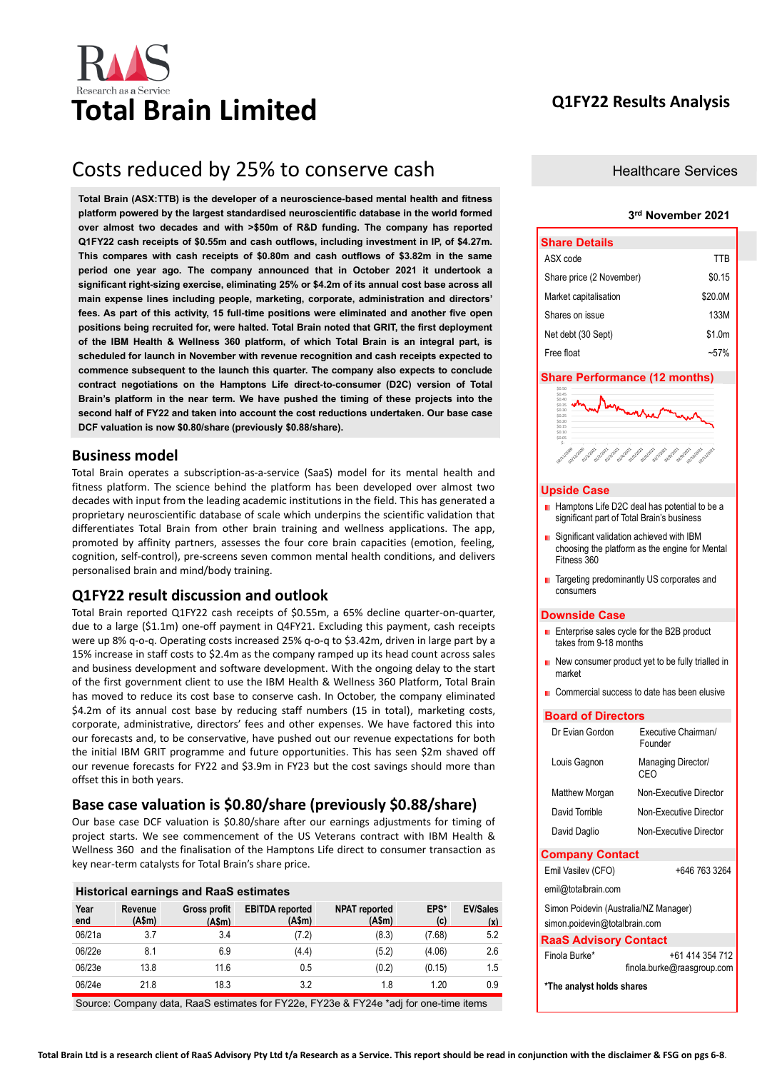# Total Brain Limited

Q1FY22 Results Analysis

## Costs reduced by 25% to conserve cash

Healthcare Services

3rd November 2021

**Total Brain (ASX:TTB) is the developer of a neuroscience-based mental health and fitness platform powered by the largest standardised neuroscientific database in the world formed over almost two decades and with >$50m of R&D funding. The company has reported Q1FY22 cash receipts of $0.55m and cash outflows, including investment in IP, of $4.27m. This compares with cash receipts of $0.80m and cash outflows of $3.82m in the same period one year ago. The company announced that in October 2021 it undertook a significant right-sizing exercise, eliminating 25% or $4.2m of its annual cost base across all main expense lines including people, marketing, corporate, administration and directors' fees. As part of this activity, 15 full-time positions were eliminated and another five open positions being recruited for, were halted. Total Brain noted that GRIT, the first deployment of the IBM Health & Wellness 360 platform, of which Total Brain is an integral part, is scheduled for launch in November with revenue recognition and cash receipts expected to commence subsequent to the launch this quarter. The company also expects to conclude contract negotiations on the Hamptons Life direct-to-consumer (D2C) version of Total Brain's platform in the near term. We have pushed the timing of these projects into the second half of FY22 and taken into account the cost reductions undertaken. Our base case DCF valuation is now $0.80/share (previously $0.88/share).**

## Business model

Total Brain operates a subscription-as-a-service (SaaS) model for its mental health and fitness platform. The science behind the platform has been developed over almost two decades with input from the leading academic institutions in the field. This has generated a proprietary neuroscientific database of scale which underpins the scientific validation that differentiates Total Brain from other brain training and wellness applications. The app, promoted by affinity partners, assesses the four core brain capacities (emotion, feeling, cognition, self-control), pre-screens seven common mental health conditions, and delivers personalised brain and mind/body training.

## Q1FY22 result discussion and outlook

Total Brain reported Q1FY22 cash receipts of $0.55m, a 65% decline quarter-on-quarter, due to a large ($1.1m) one-off payment in Q4FY21. Excluding this payment, cash receipts were up 8% q-o-q. Operating costs increased 25% q-o-q to $3.42m, driven in large part by a 15% increase in staff costs to $2.4m as the company ramped up its head count across sales and business development and software development. With the ongoing delay to the start of the first government client to use the IBM Health & Wellness 360 Platform, Total Brain has moved to reduce its cost base to conserve cash. In October, the company eliminated $4.2m of its annual cost base by reducing staff numbers (15 in total), marketing costs, corporate, administrative, directors' fees and other expenses. We have factored this into our forecasts and, to be conservative, have pushed out our revenue expectations for both the initial IBM GRIT programme and future opportunities. This has seen $2m shaved off our revenue forecasts for FY22 and $3.9m in FY23 but the cost savings should more than offset this in both years.

## Base case valuation is $0.80/share (previously $0.88/share)

Our base case DCF valuation is $0.80/share after our earnings adjustments for timing of project starts. We see commencement of the US Veterans contract with IBM Health & Wellness 360 and the finalisation of the Hamptons Life direct to consumer transaction as key near-term catalysts for Total Brain's share price.

**Historical earnings and RaaS estimates**

| Year end | Revenue (A$m) | Gross profit (A$m) | EBITDA reported (A$m) | NPAT reported (A$m) | EPS* (c) | EV/Sales (x) |
|---|---|---|---|---|---|---|
| 06/21a | 3.7 | 3.4 | (7.2) | (8.3) | (7.68) | 5.2 |
| 06/22e | 8.1 | 6.9 | (4.4) | (5.2) | (4.06) | 2.6 |
| 06/23e | 13.8 | 11.6 | 0.5 | (0.2) | (0.15) | 1.5 |
| 06/24e | 21.8 | 18.3 | 3.2 | 1.8 | 1.20 | 0.9 |

Source: Company data, RaaS estimates for FY22e, FY23e & FY24e *adj for one-time items

### Share Details

| | |
|---|---|
| ASX code | TTB |
| Share price (2 November) | $0.15 |
| Market capitalisation | $20.0M |
| Shares on issue | 133M |
| Net debt (30 Sept) | $1.0m |
| Free float | ~57% |

### Share Performance (12 months)

### Upside Case

- Hamptons Life D2C deal has potential to be a significant part of Total Brain's business
- Significant validation achieved with IBM choosing the platform as the engine for Mental Fitness 360
- Targeting predominantly US corporates and consumers

### Downside Case

- Enterprise sales cycle for the B2B product takes from 9-18 months
- New consumer product yet to be fully trialled in market
- Commercial success to date has been elusive

### Board of Directors

| | |
|---|---|
| Dr Evian Gordon | Executive Chairman/ Founder |
| Louis Gagnon | Managing Director/ CEO |
| Matthew Morgan | Non-Executive Director |
| David Torrible | Non-Executive Director |
| David Daglio | Non-Executive Director |

### Company Contact

Emil Vasilev (CFO) +646 763 3264
emil@totalbrain.com

Simon Poidevin (Australia/NZ Manager)
simon.poidevin@totalbrain.com

### RaaS Advisory Contact

Finola Burke* +61 414 354 712
finola.burke@raasgroup.com

**\*The analyst holds shares**

**Total Brain Ltd is a research client of RaaS Advisory Pty Ltd t/a Research as a Service. This report should be read in conjunction with the disclaimer & FSG on pgs 6-8.**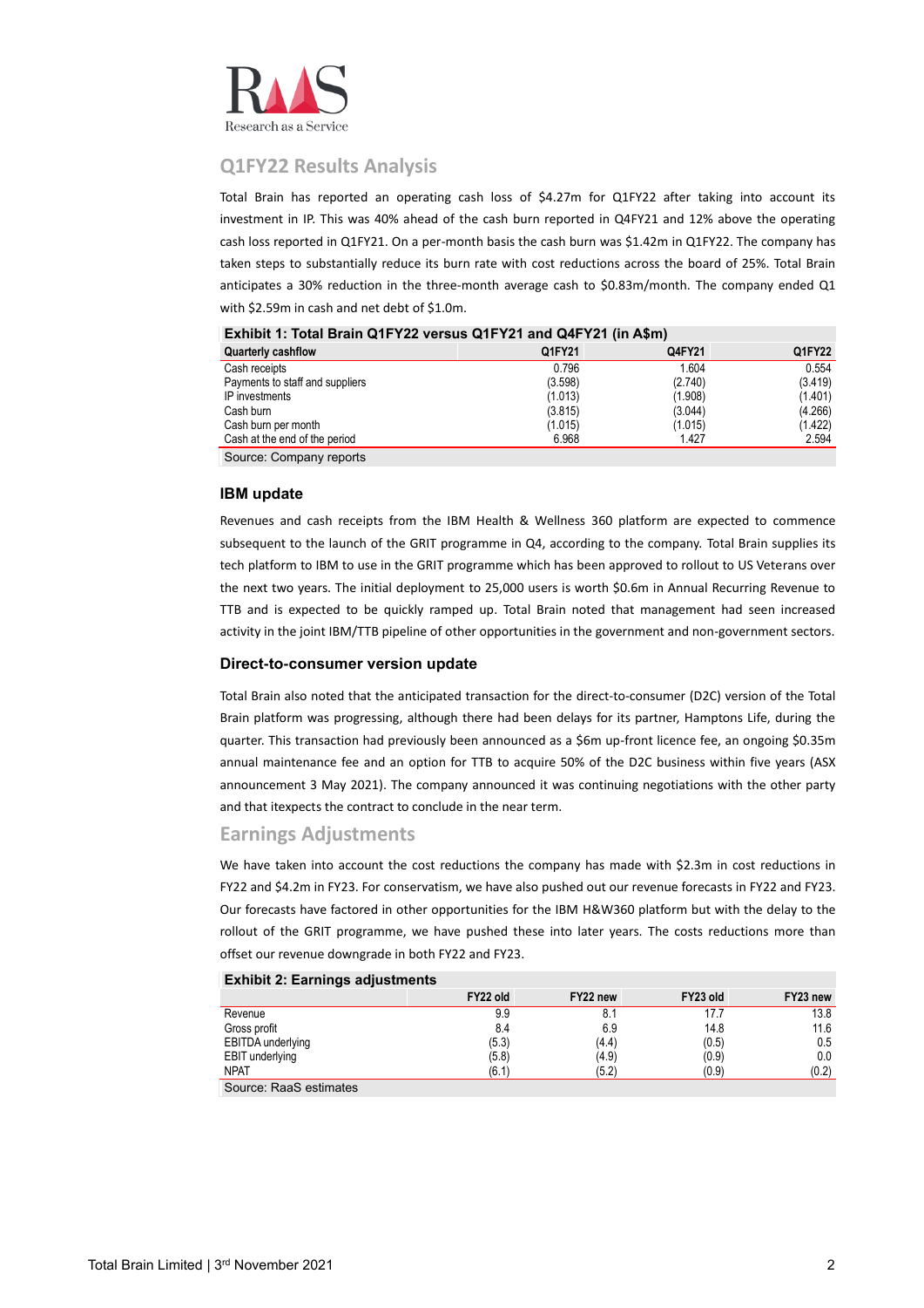## Q1FY22 Results Analysis

Total Brain has reported an operating cash loss of $4.27m for Q1FY22 after taking into account its investment in IP. This was 40% ahead of the cash burn reported in Q4FY21 and 12% above the operating cash loss reported in Q1FY21. On a per-month basis the cash burn was $1.42m in Q1FY22. The company has taken steps to substantially reduce its burn rate with cost reductions across the board of 25%. Total Brain anticipates a 30% reduction in the three-month average cash to $0.83m/month. The company ended Q1 with $2.59m in cash and net debt of $1.0m.

**Exhibit 1: Total Brain Q1FY22 versus Q1FY21 and Q4FY21 (in A$m)**

| Quarterly cashflow | Q1FY21 | Q4FY21 | Q1FY22 |
|---|---|---|---|
| Cash receipts | 0.796 | 1.604 | 0.554 |
| Payments to staff and suppliers | (3.598) | (2.740) | (3.419) |
| IP investments | (1.013) | (1.908) | (1.401) |
| Cash burn | (3.815) | (3.044) | (4.266) |
| Cash burn per month | (1.015) | (1.015) | (1.422) |
| Cash at the end of the period | 6.968 | 1.427 | 2.594 |

Source: Company reports

### IBM update

Revenues and cash receipts from the IBM Health & Wellness 360 platform are expected to commence subsequent to the launch of the GRIT programme in Q4, according to the company. Total Brain supplies its tech platform to IBM to use in the GRIT programme which has been approved to rollout to US Veterans over the next two years. The initial deployment to 25,000 users is worth $0.6m in Annual Recurring Revenue to TTB and is expected to be quickly ramped up. Total Brain noted that management had seen increased activity in the joint IBM/TTB pipeline of other opportunities in the government and non-government sectors.

### Direct-to-consumer version update

Total Brain also noted that the anticipated transaction for the direct-to-consumer (D2C) version of the Total Brain platform was progressing, although there had been delays for its partner, Hamptons Life, during the quarter. This transaction had previously been announced as a $6m up-front licence fee, an ongoing $0.35m annual maintenance fee and an option for TTB to acquire 50% of the D2C business within five years (ASX announcement 3 May 2021). The company announced it was continuing negotiations with the other party and that itexpects the contract to conclude in the near term.

## Earnings Adjustments

We have taken into account the cost reductions the company has made with $2.3m in cost reductions in FY22 and $4.2m in FY23. For conservatism, we have also pushed out our revenue forecasts in FY22 and FY23. Our forecasts have factored in other opportunities for the IBM H&W360 platform but with the delay to the rollout of the GRIT programme, we have pushed these into later years. The costs reductions more than offset our revenue downgrade in both FY22 and FY23.

**Exhibit 2: Earnings adjustments**

| | FY22 old | FY22 new | FY23 old | FY23 new |
|---|---|---|---|---|
| Revenue | 9.9 | 8.1 | 17.7 | 13.8 |
| Gross profit | 8.4 | 6.9 | 14.8 | 11.6 |
| EBITDA underlying | (5.3) | (4.4) | (0.5) | 0.5 |
| EBIT underlying | (5.8) | (4.9) | (0.9) | 0.0 |
| NPAT | (6.1) | (5.2) | (0.9) | (0.2) |

Source: RaaS estimates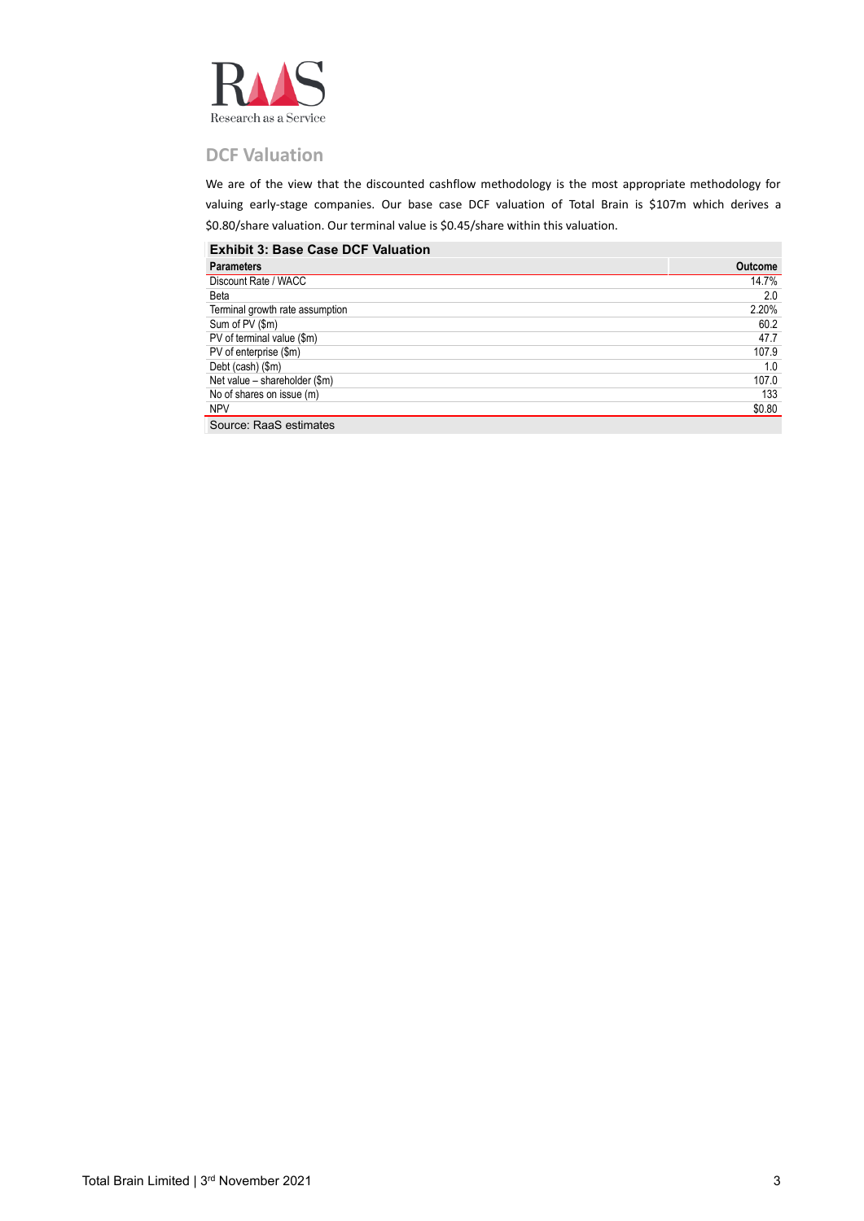## DCF Valuation

We are of the view that the discounted cashflow methodology is the most appropriate methodology for valuing early-stage companies. Our base case DCF valuation of Total Brain is $107m which derives a $0.80/share valuation. Our terminal value is $0.45/share within this valuation.

**Exhibit 3: Base Case DCF Valuation**

| Parameters | Outcome |
|---|---|
| Discount Rate / WACC | 14.7% |
| Beta | 2.0 |
| Terminal growth rate assumption | 2.20% |
| Sum of PV ($m) | 60.2 |
| PV of terminal value ($m) | 47.7 |
| PV of enterprise ($m) | 107.9 |
| Debt (cash) ($m) | 1.0 |
| Net value – shareholder ($m) | 107.0 |
| No of shares on issue (m) | 133 |
| NPV | $0.80 |

Source: RaaS estimates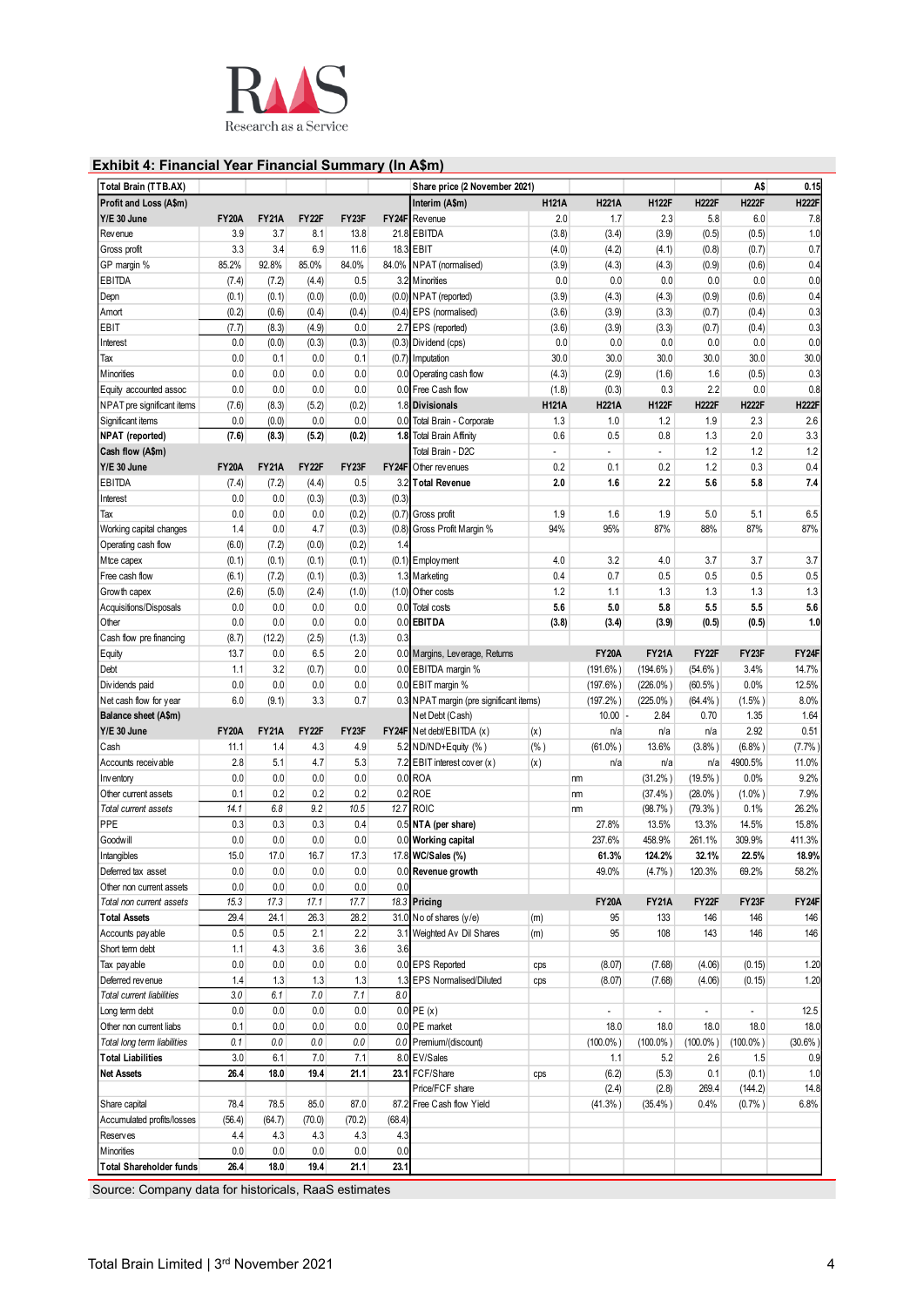## Exhibit 4: Financial Year Financial Summary (In A$m)

| Total Brain (TTB.AX) | | | | | |
|---|---|---|---|---|---|
| **Profit and Loss (A$m)** | | | | | |
| **Y/E 30 June** | **FY20A** | **FY21A** | **FY22F** | **FY23F** | **FY24F** |
| Revenue | 3.9 | 3.7 | 8.1 | 13.8 | 21.8 |
| Gross profit | 3.3 | 3.4 | 6.9 | 11.6 | 18.3 |
| GP margin % | 85.2% | 92.8% | 85.0% | 84.0% | 84.0% |
| EBITDA | (7.4) | (7.2) | (4.4) | 0.5 | 3.2 |
| Depn | (0.1) | (0.1) | (0.0) | (0.0) | (0.0) |
| Amort | (0.2) | (0.6) | (0.4) | (0.4) | (0.4) |
| EBIT | (7.7) | (8.3) | (4.9) | 0.0 | 2.7 |
| Interest | 0.0 | (0.0) | (0.3) | (0.3) | (0.3) |
| Tax | 0.0 | 0.1 | 0.0 | 0.1 | (0.7) |
| Minorities | 0.0 | 0.0 | 0.0 | 0.0 | 0.0 |
| Equity accounted assoc | 0.0 | 0.0 | 0.0 | 0.0 | 0.0 |
| NPAT pre significant items | (7.6) | (8.3) | (5.2) | (0.2) | 1.8 |
| Significant items | 0.0 | (0.0) | 0.0 | 0.0 | 0.0 |
| **NPAT (reported)** | **(7.6)** | **(8.3)** | **(5.2)** | **(0.2)** | **1.8** |
| **Cash flow (A$m)** | | | | | |
| **Y/E 30 June** | **FY20A** | **FY21A** | **FY22F** | **FY23F** | **FY24F** |
| EBITDA | (7.4) | (7.2) | (4.4) | 0.5 | 3.2 |
| Interest | 0.0 | 0.0 | (0.3) | (0.3) | (0.3) |
| Tax | 0.0 | 0.0 | 0.0 | (0.2) | (0.7) |
| Working capital changes | 1.4 | 0.0 | 4.7 | (0.3) | (0.8) |
| Operating cash flow | (6.0) | (7.2) | (0.0) | (0.2) | 1.4 |
| Mtce capex | (0.1) | (0.1) | (0.1) | (0.1) | (0.1) |
| Free cash flow | (6.1) | (7.2) | (0.1) | (0.3) | 1.3 |
| Growth capex | (2.6) | (5.0) | (2.4) | (1.0) | (1.0) |
| Acquisitions/Disposals | 0.0 | 0.0 | 0.0 | 0.0 | 0.0 |
| Other | 0.0 | 0.0 | 0.0 | 0.0 | 0.0 |
| Cash flow pre financing | (8.7) | (12.2) | (2.5) | (1.3) | 0.3 |
| Equity | 13.7 | 0.0 | 6.5 | 2.0 | 0.0 |
| Debt | 1.1 | 3.2 | (0.7) | 0.0 | 0.0 |
| Dividends paid | 0.0 | 0.0 | 0.0 | 0.0 | 0.0 |
| Net cash flow for year | 6.0 | (9.1) | 3.3 | 0.7 | 0.3 |
| **Balance sheet (A$m)** | | | | | |
| **Y/E 30 June** | **FY20A** | **FY21A** | **FY22F** | **FY23F** | **FY24F** |
| Cash | 11.1 | 1.4 | 4.3 | 4.9 | 5.2 |
| Accounts receivable | 2.8 | 5.1 | 4.7 | 5.3 | 7.2 |
| Inventory | 0.0 | 0.0 | 0.0 | 0.0 | 0.0 |
| Other current assets | 0.1 | 0.2 | 0.2 | 0.2 | 0.2 |
| *Total current assets* | *14.1* | *6.8* | *9.2* | *10.5* | *12.7* |
| PPE | 0.3 | 0.3 | 0.3 | 0.4 | 0.5 |
| Goodwill | 0.0 | 0.0 | 0.0 | 0.0 | 0.0 |
| Intangibles | 15.0 | 17.0 | 16.7 | 17.3 | 17.8 |
| Deferred tax asset | 0.0 | 0.0 | 0.0 | 0.0 | 0.0 |
| Other non current assets | 0.0 | 0.0 | 0.0 | 0.0 | 0.0 |
| *Total non current assets* | *15.3* | *17.3* | *17.1* | *17.7* | *18.3* |
| **Total Assets** | 29.4 | 24.1 | 26.3 | 28.2 | 31.0 |
| Accounts payable | 0.5 | 0.5 | 2.1 | 2.2 | 3.1 |
| Short term debt | 1.1 | 4.3 | 3.6 | 3.6 | 3.6 |
| Tax payable | 0.0 | 0.0 | 0.0 | 0.0 | 0.0 |
| Deferred revenue | 1.4 | 1.3 | 1.3 | 1.3 | 1.3 |
| *Total current liabilities* | *3.0* | *6.1* | *7.0* | *7.1* | *8.0* |
| Long term debt | 0.0 | 0.0 | 0.0 | 0.0 | 0.0 |
| Other non current liabs | 0.1 | 0.0 | 0.0 | 0.0 | 0.0 |
| *Total long term liabilities* | *0.1* | *0.0* | *0.0* | *0.0* | *0.0* |
| **Total Liabilities** | 3.0 | 6.1 | 7.0 | 7.1 | 8.0 |
| **Net Assets** | **26.4** | **18.0** | **19.4** | **21.1** | **23.1** |
| | | | | | |
| Share capital | 78.4 | 78.5 | 85.0 | 87.0 | 87.2 |
| Accumulated profits/losses | (56.4) | (64.7) | (70.0) | (70.2) | (68.4) |
| Reserves | 4.4 | 4.3 | 4.3 | 4.3 | 4.3 |
| Minorities | 0.0 | 0.0 | 0.0 | 0.0 | 0.0 |
| **Total Shareholder funds** | **26.4** | **18.0** | **19.4** | **21.1** | **23.1** |

| Share price (2 November 2021) | | | | | | A$ | 0.15 |
|---|---|---|---|---|---|---|---|
| **Interim (A$m)** | | **H121A** | **H221A** | **H122F** | **H222F** | **H122F** | **H222F** |
| Revenue | | 2.0 | 1.7 | 2.3 | 5.8 | 6.0 | 7.8 |
| EBITDA | | (3.8) | (3.4) | (3.9) | (0.5) | (0.5) | 1.0 |
| EBIT | | (4.0) | (4.2) | (4.1) | (0.8) | (0.7) | 0.7 |
| NPAT (normalised) | | (3.9) | (4.3) | (4.3) | (0.9) | (0.6) | 0.4 |
| Minorities | | 0.0 | 0.0 | 0.0 | 0.0 | 0.0 | 0.0 |
| NPAT (reported) | | (3.9) | (4.3) | (4.3) | (0.9) | (0.6) | 0.4 |
| EPS (normalised) | | (3.6) | (3.9) | (3.3) | (0.7) | (0.4) | 0.3 |
| EPS (reported) | | (3.6) | (3.9) | (3.3) | (0.7) | (0.4) | 0.3 |
| Dividend (cps) | | 0.0 | 0.0 | 0.0 | 0.0 | 0.0 | 0.0 |
| Imputation | | 30.0 | 30.0 | 30.0 | 30.0 | 30.0 | 30.0 |
| Operating cash flow | | (4.3) | (2.9) | (1.6) | 1.6 | (0.5) | 0.3 |
| Free Cash flow | | (1.8) | (0.3) | 0.3 | 2.2 | 0.0 | 0.8 |
| **Divisionals** | | **H121A** | **H221A** | **H122F** | **H222F** | **H122F** | **H222F** |
| Total Brain - Corporate | | 1.3 | 1.0 | 1.2 | 1.9 | 2.3 | 2.6 |
| Total Brain Affinity | | 0.6 | 0.5 | 0.8 | 1.3 | 2.0 | 3.3 |
| Total Brain - D2C | | - | - | - | 1.2 | 1.2 | 1.2 |
| Other revenues | | 0.2 | 0.1 | 0.2 | 1.2 | 0.3 | 0.4 |
| **Total Revenue** | | **2.0** | **1.6** | **2.2** | **5.6** | **5.8** | **7.4** |
| | | | | | | | |
| Gross profit | | 1.9 | 1.6 | 1.9 | 5.0 | 5.1 | 6.5 |
| Gross Profit Margin % | | 94% | 95% | 87% | 88% | 87% | 87% |
| | | | | | | | |
| Employment | | 4.0 | 3.2 | 4.0 | 3.7 | 3.7 | 3.7 |
| Marketing | | 0.4 | 0.7 | 0.5 | 0.5 | 0.5 | 0.5 |
| Other costs | | 1.2 | 1.1 | 1.3 | 1.3 | 1.3 | 1.3 |
| Total costs | | **5.6** | **5.0** | **5.8** | **5.5** | **5.5** | **5.6** |
| **EBITDA** | | **(3.8)** | **(3.4)** | **(3.9)** | **(0.5)** | **(0.5)** | **1.0** |
| | | | | | | | |
| Margins, Leverage, Returns | | | **FY20A** | **FY21A** | **FY22F** | **FY23F** | **FY24F** |
| EBITDA margin % | | | (191.6%) | (194.6%) | (54.6%) | 3.4% | 14.7% |
| EBIT margin % | | | (197.6%) | (226.0%) | (60.5%) | 0.0% | 12.5% |
| NPAT margin (pre significant items) | | | (197.2%) | (225.0%) | (64.4%) | (1.5%) | 8.0% |
| Net Debt (Cash) | | | 10.00 | - 2.84 | 0.70 | 1.35 | 1.64 |
| Net debt/EBITDA (x) | (x) | | n/a | n/a | n/a | 2.92 | 0.51 |
| ND/ND+Equity (%) | (%) | | (61.0%) | 13.6% | (3.8%) | (6.8%) | (7.7%) |
| EBIT interest cover (x) | (x) | | n/a | n/a | n/a | 4900.5% | 11.0% |
| ROA | | | nm | (31.2%) | (19.5%) | 0.0% | 9.2% |
| ROE | | | nm | (37.4%) | (28.0%) | (1.0%) | 7.9% |
| ROIC | | | nm | (98.7%) | (79.3%) | 0.1% | 26.2% |
| **NTA (per share)** | | | 27.8% | 13.5% | 13.3% | 14.5% | 15.8% |
| **Working capital** | | | 237.6% | 458.9% | 261.1% | 309.9% | 411.3% |
| **WC/Sales (%)** | | | **61.3%** | **124.2%** | **32.1%** | **22.5%** | **18.9%** |
| **Revenue growth** | | | 49.0% | (4.7%) | 120.3% | 69.2% | 58.2% |
| | | | | | | | |
| **Pricing** | | | **FY20A** | **FY21A** | **FY22F** | **FY23F** | **FY24F** |
| No of shares (y/e) | (m) | | 95 | 133 | 146 | 146 | 146 |
| Weighted Av Dil Shares | (m) | | 95 | 108 | 143 | 146 | 146 |
| | | | | | | | |
| EPS Reported | cps | | (8.07) | (7.68) | (4.06) | (0.15) | 1.20 |
| EPS Normalised/Diluted | cps | | (8.07) | (7.68) | (4.06) | (0.15) | 1.20 |
| | | | | | | | |
| PE (x) | | | - | - | - | - | 12.5 |
| PE market | | | 18.0 | 18.0 | 18.0 | 18.0 | 18.0 |
| Premium/(discount) | | | (100.0%) | (100.0%) | (100.0%) | (100.0%) | (30.6%) |
| EV/Sales | | | 1.1 | 5.2 | 2.6 | 1.5 | 0.9 |
| FCF/Share | cps | | (6.2) | (5.3) | 0.1 | (0.1) | 1.0 |
| Price/FCF share | | | (2.4) | (2.8) | 269.4 | (144.2) | 14.8 |
| Free Cash flow Yield | | | (41.3%) | (35.4%) | 0.4% | (0.7%) | 6.8% |

Source: Company data for historicals, RaaS estimates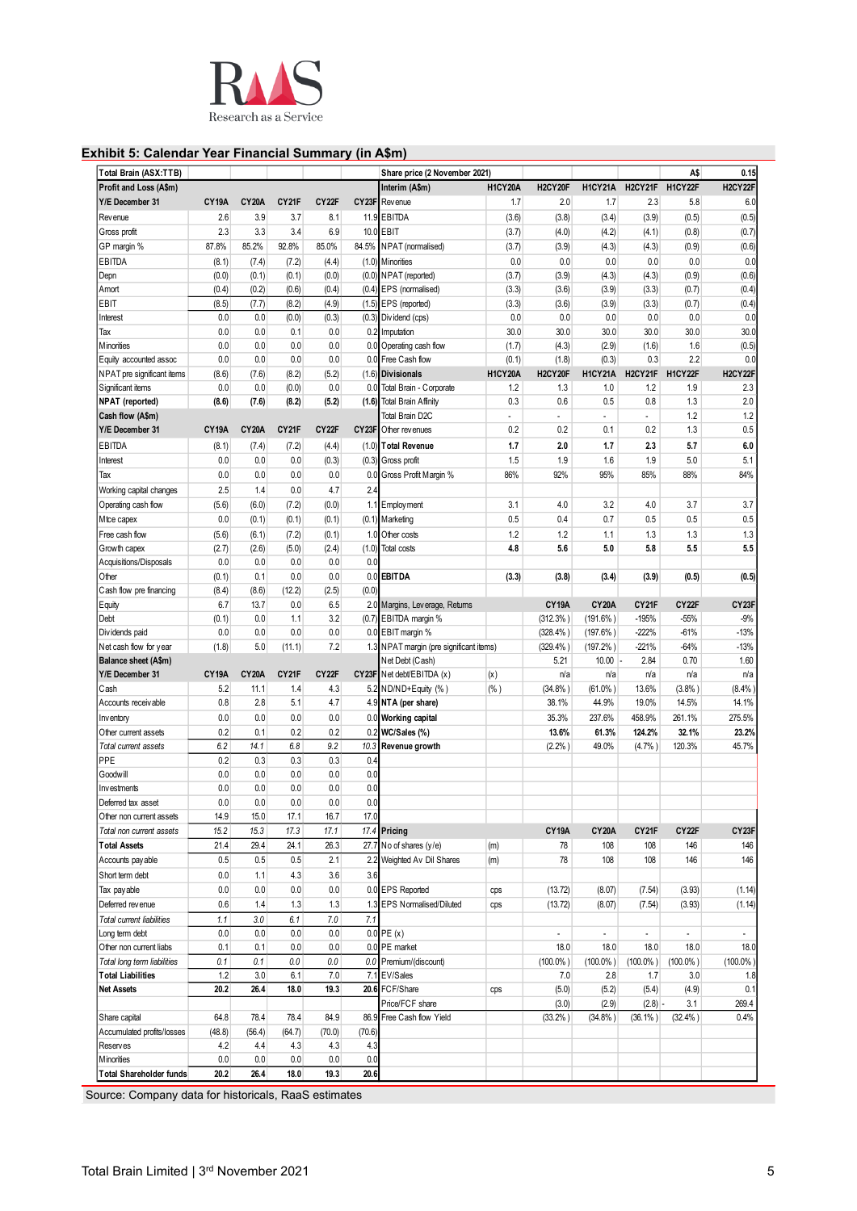## Exhibit 5: Calendar Year Financial Summary (in A$m)

| Total Brain (ASX:TTB) | | | | | |
|---|---|---|---|---|---|
| **Profit and Loss (A$m)** | | | | | |
| **Y/E December 31** | **CY19A** | **CY20A** | **CY21F** | **CY22F** | **CY23F** |
| Revenue | 2.6 | 3.9 | 3.7 | 8.1 | 11.9 |
| Gross profit | 2.3 | 3.3 | 3.4 | 6.9 | 10.0 |
| GP margin % | 87.8% | 85.2% | 92.8% | 85.0% | 84.5% |
| EBITDA | (8.1) | (7.4) | (7.2) | (4.4) | (1.0) |
| Depn | (0.0) | (0.1) | (0.1) | (0.0) | (0.0) |
| Amort | (0.4) | (0.2) | (0.6) | (0.4) | (0.4) |
| EBIT | (8.5) | (7.7) | (8.2) | (4.9) | (1.5) |
| Interest | 0.0 | 0.0 | (0.0) | (0.3) | (0.3) |
| Tax | 0.0 | 0.0 | 0.1 | 0.0 | 0.2 |
| Minorities | 0.0 | 0.0 | 0.0 | 0.0 | 0.0 |
| Equity accounted assoc | 0.0 | 0.0 | 0.0 | 0.0 | 0.0 |
| NPAT pre significant items | (8.6) | (7.6) | (8.2) | (5.2) | (1.6) |
| Significant items | 0.0 | 0.0 | (0.0) | 0.0 | 0.0 |
| **NPAT (reported)** | **(8.6)** | **(7.6)** | **(8.2)** | **(5.2)** | **(1.6)** |
| **Cash flow (A$m)** | | | | | |
| **Y/E December 31** | **CY19A** | **CY20A** | **CY21F** | **CY22F** | **CY23F** |
| EBITDA | (8.1) | (7.4) | (7.2) | (4.4) | (1.0) |
| Interest | 0.0 | 0.0 | 0.0 | (0.3) | (0.3) |
| Tax | 0.0 | 0.0 | 0.0 | 0.0 | 0.0 |
| Working capital changes | 2.5 | 1.4 | 0.0 | 4.7 | 2.4 |
| Operating cash flow | (5.6) | (6.0) | (7.2) | (0.0) | 1.1 |
| Mtce capex | 0.0 | (0.1) | (0.1) | (0.1) | (0.1) |
| Free cash flow | (5.6) | (6.1) | (7.2) | (0.1) | 1.0 |
| Growth capex | (2.7) | (2.6) | (5.0) | (2.4) | (1.0) |
| Acquisitions/Disposals | 0.0 | 0.0 | 0.0 | 0.0 | 0.0 |
| Other | (0.1) | 0.1 | 0.0 | 0.0 | 0.0 |
| Cash flow pre financing | (8.4) | (8.6) | (12.2) | (2.5) | (0.0) |
| Equity | 6.7 | 13.7 | 0.0 | 6.5 | 2.0 |
| Debt | (0.1) | 0.0 | 1.1 | 3.2 | (0.7) |
| Dividends paid | 0.0 | 0.0 | 0.0 | 0.0 | 0.0 |
| Net cash flow for year | (1.8) | 5.0 | (11.1) | 7.2 | 1.3 |
| **Balance sheet (A$m)** | | | | | |
| **Y/E December 31** | **CY19A** | **CY20A** | **CY21F** | **CY22F** | **CY23F** |
| Cash | 5.2 | 11.1 | 1.4 | 4.3 | 5.2 |
| Accounts receivable | 0.8 | 2.8 | 5.1 | 4.7 | 4.9 |
| Inventory | 0.0 | 0.0 | 0.0 | 0.0 | 0.0 |
| Other current assets | 0.2 | 0.1 | 0.2 | 0.2 | 0.2 |
| *Total current assets* | *6.2* | *14.1* | *6.8* | *9.2* | *10.3* |
| PPE | 0.2 | 0.3 | 0.3 | 0.3 | 0.4 |
| Goodwill | 0.0 | 0.0 | 0.0 | 0.0 | 0.0 |
| Investments | 0.0 | 0.0 | 0.0 | 0.0 | 0.0 |
| Deferred tax asset | 0.0 | 0.0 | 0.0 | 0.0 | 0.0 |
| Other non current assets | 14.9 | 15.0 | 17.1 | 16.7 | 17.0 |
| *Total non current assets* | *15.2* | *15.3* | *17.3* | *17.1* | *17.4* |
| **Total Assets** | **21.4** | **29.4** | **24.1** | **26.3** | **27.7** |
| Accounts payable | 0.5 | 0.5 | 0.5 | 2.1 | 2.2 |
| Short term debt | 0.0 | 1.1 | 4.3 | 3.6 | 3.6 |
| Tax payable | 0.0 | 0.0 | 0.0 | 0.0 | 0.0 |
| Deferred revenue | 0.6 | 1.4 | 1.3 | 1.3 | 1.3 |
| *Total current liabilities* | *1.1* | *3.0* | *6.1* | *7.0* | *7.1* |
| Long term debt | 0.0 | 0.0 | 0.0 | 0.0 | 0.0 |
| Other non current liabs | 0.1 | 0.1 | 0.0 | 0.0 | 0.0 |
| *Total long term liabilities* | *0.1* | *0.1* | *0.0* | *0.0* | *0.0* |
| **Total Liabilities** | **1.2** | **3.0** | **6.1** | **7.0** | **7.1** |
| **Net Assets** | **20.2** | **26.4** | **18.0** | **19.3** | **20.6** |
| Share capital | 64.8 | 78.4 | 78.4 | 84.9 | 86.9 |
| Accumulated profits/losses | (48.8) | (56.4) | (64.7) | (70.0) | (70.6) |
| Reserves | 4.2 | 4.4 | 4.3 | 4.3 | 4.3 |
| Minorities | 0.0 | 0.0 | 0.0 | 0.0 | 0.0 |
| **Total Shareholder funds** | **20.2** | **26.4** | **18.0** | **19.3** | **20.6** |

| Share price (2 November 2021) | | | | | | A$ | 0.15 |
|---|---|---|---|---|---|---|---|
| **Interim (A$m)** | | **H1CY20A** | **H2CY20F** | **H1CY21A** | **H2CY21F** | **H1CY22F** | **H2CY22F** |
| Revenue | | 1.7 | 2.0 | 1.7 | 2.3 | 5.8 | 6.0 |
| EBITDA | | (3.6) | (3.8) | (3.4) | (3.9) | (0.5) | (0.5) |
| EBIT | | (3.7) | (4.0) | (4.2) | (4.1) | (0.8) | (0.7) |
| NPAT (normalised) | | (3.7) | (3.9) | (4.3) | (4.3) | (0.9) | (0.6) |
| Minorities | | 0.0 | 0.0 | 0.0 | 0.0 | 0.0 | 0.0 |
| NPAT (reported) | | (3.7) | (3.9) | (4.3) | (4.3) | (0.9) | (0.6) |
| EPS (normalised) | | (3.3) | (3.6) | (3.9) | (3.3) | (0.7) | (0.4) |
| EPS (reported) | | (3.3) | (3.6) | (3.9) | (3.3) | (0.7) | (0.4) |
| Dividend (cps) | | 0.0 | 0.0 | 0.0 | 0.0 | 0.0 | 0.0 |
| Imputation | | 30.0 | 30.0 | 30.0 | 30.0 | 30.0 | 30.0 |
| Operating cash flow | | (1.7) | (4.3) | (2.9) | (1.6) | 1.6 | (0.5) |
| Free Cash flow | | (0.1) | (1.8) | (0.3) | 0.3 | 2.2 | 0.0 |
| **Divisionals** | | **H1CY20A** | **H2CY20F** | **H1CY21A** | **H2CY21F** | **H1CY22F** | **H2CY22F** |
| Total Brain - Corporate | | 1.2 | 1.3 | 1.0 | 1.2 | 1.9 | 2.3 |
| Total Brain Affinity | | 0.3 | 0.6 | 0.5 | 0.8 | 1.3 | 2.0 |
| Total Brain D2C | | - | - | - | - | 1.2 | 1.2 |
| Other revenues | | 0.2 | 0.2 | 0.1 | 0.2 | 1.3 | 0.5 |
| **Total Revenue** | | **1.7** | **2.0** | **1.7** | **2.3** | **5.7** | **6.0** |
| Gross profit | | 1.5 | 1.9 | 1.6 | 1.9 | 5.0 | 5.1 |
| Gross Profit Margin % | | 86% | 92% | 95% | 85% | 88% | 84% |
| Employment | | 3.1 | 4.0 | 3.2 | 4.0 | 3.7 | 3.7 |
| Marketing | | 0.5 | 0.4 | 0.7 | 0.5 | 0.5 | 0.5 |
| Other costs | | 1.2 | 1.2 | 1.1 | 1.3 | 1.3 | 1.3 |
| Total costs | | **4.8** | **5.6** | **5.0** | **5.8** | **5.5** | **5.5** |
| **EBITDA** | | **(3.3)** | **(3.8)** | **(3.4)** | **(3.9)** | **(0.5)** | **(0.5)** |
| Margins, Leverage, Returns | | | **CY19A** | **CY20A** | **CY21F** | **CY22F** | **CY23F** |
| EBITDA margin % | | | (312.3%) | (191.6%) | -195% | -55% | -9% |
| EBIT margin % | | | (328.4%) | (197.6%) | -222% | -61% | -13% |
| NPAT margin (pre significant items) | | | (329.4%) | (197.2%) | -221% | -64% | -13% |
| Net Debt (Cash) | | | 5.21 | 10.00 | - 2.84 | 0.70 | 1.60 |
| Net debt/EBITDA (x) | (x) | | n/a | n/a | n/a | n/a | n/a |
| ND/ND+Equity (%) | (%) | | (34.8%) | (61.0%) | 13.6% | (3.8%) | (8.4%) |
| **NTA (per share)** | | | 38.1% | 44.9% | 19.0% | 14.5% | 14.1% |
| **Working capital** | | | 35.3% | 237.6% | 458.9% | 261.1% | 275.5% |
| **WC/Sales (%)** | | | **13.6%** | **61.3%** | **124.2%** | **32.1%** | **23.2%** |
| **Revenue growth** | | | (2.2%) | 49.0% | (4.7%) | 120.3% | 45.7% |
| **Pricing** | | | **CY19A** | **CY20A** | **CY21F** | **CY22F** | **CY23F** |
| No of shares (y/e) | (m) | | 78 | 108 | 108 | 146 | 146 |
| Weighted Av Dil Shares | (m) | | 78 | 108 | 108 | 146 | 146 |
| EPS Reported | cps | | (13.72) | (8.07) | (7.54) | (3.93) | (1.14) |
| EPS Normalised/Diluted | cps | | (13.72) | (8.07) | (7.54) | (3.93) | (1.14) |
| PE (x) | | | - | - | - | - | - |
| PE market | | | 18.0 | 18.0 | 18.0 | 18.0 | 18.0 |
| Premium/(discount) | | | (100.0%) | (100.0%) | (100.0%) | (100.0%) | (100.0%) |
| EV/Sales | | | 7.0 | 2.8 | 1.7 | 3.0 | 1.8 |
| FCF/Share | cps | | (5.0) | (5.2) | (5.4) | (4.9) | 0.1 |
| Price/FCF share | | | (3.0) | (2.9) | (2.8) - | 3.1 | 269.4 |
| Free Cash flow Yield | | | (33.2%) | (34.8%) | (36.1%) | (32.4%) | 0.4% |

Source: Company data for historicals, RaaS estimates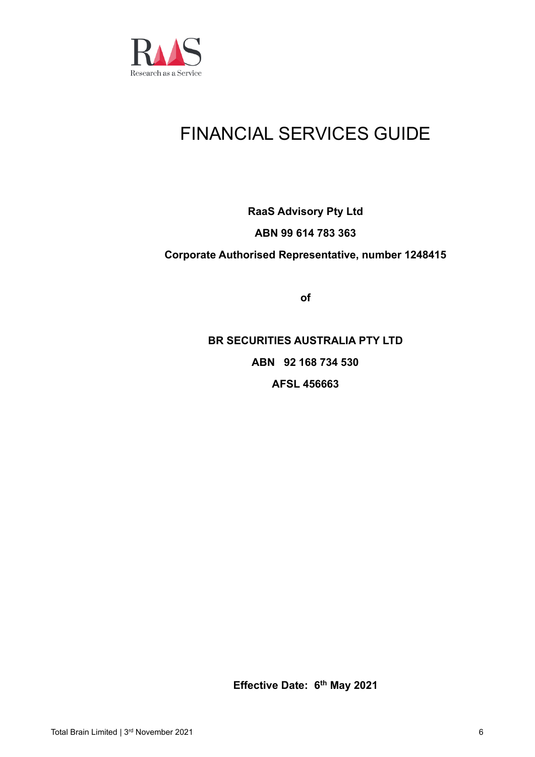# FINANCIAL SERVICES GUIDE

**RaaS Advisory Pty Ltd**

**ABN 99 614 783 363**

**Corporate Authorised Representative, number 1248415**

**of**

**BR SECURITIES AUSTRALIA PTY LTD**

**ABN 92 168 734 530**

**AFSL 456663**

**Effective Date: 6th May 2021**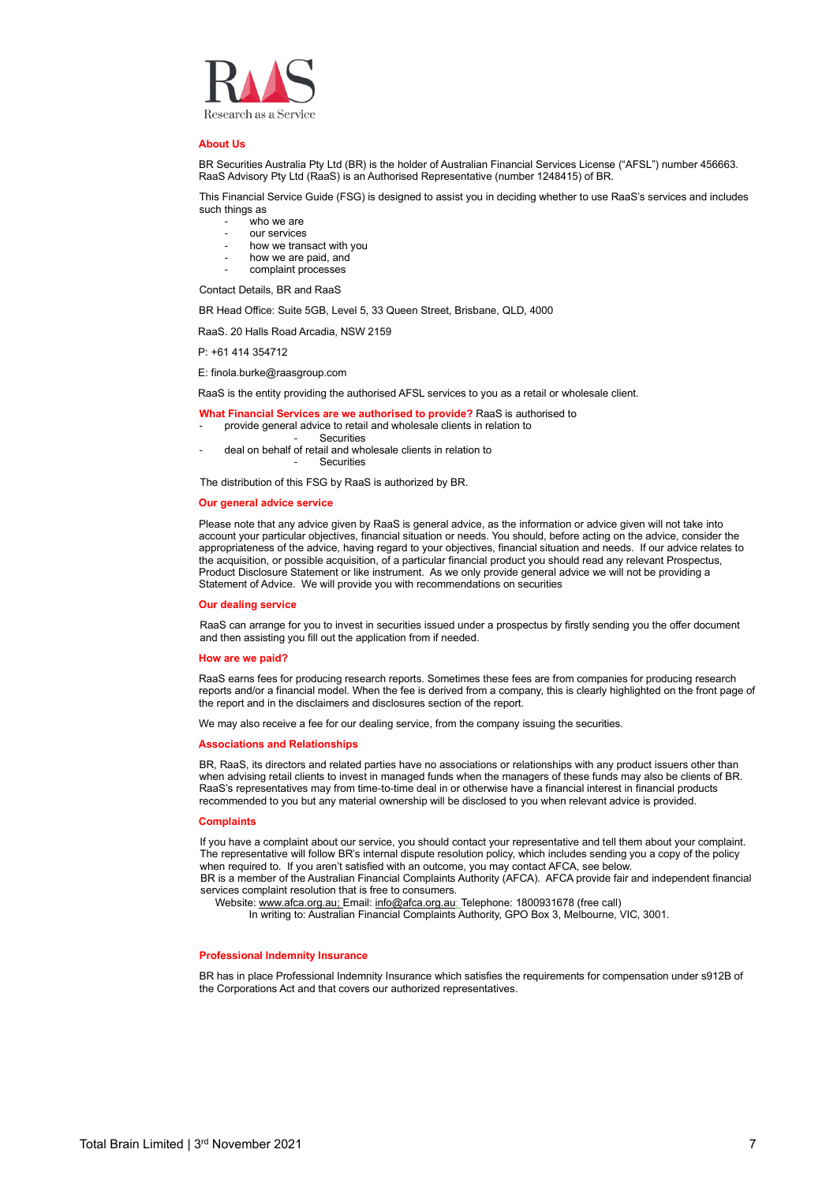RAAS
Research as a Service

## About Us

BR Securities Australia Pty Ltd (BR) is the holder of Australian Financial Services License ("AFSL") number 456663. RaaS Advisory Pty Ltd (RaaS) is an Authorised Representative (number 1248415) of BR.

This Financial Service Guide (FSG) is designed to assist you in deciding whether to use RaaS's services and includes such things as

- who we are
- our services
- how we transact with you
- how we are paid, and
- complaint processes

Contact Details, BR and RaaS

BR Head Office: Suite 5GB, Level 5, 33 Queen Street, Brisbane, QLD, 4000

RaaS. 20 Halls Road Arcadia, NSW 2159

P: +61 414 354712

E: finola.burke@raasgroup.com

RaaS is the entity providing the authorised AFSL services to you as a retail or wholesale client.

**What Financial Services are we authorised to provide?** RaaS is authorised to

- provide general advice to retail and wholesale clients in relation to
  - Securities
- deal on behalf of retail and wholesale clients in relation to
  - Securities

The distribution of this FSG by RaaS is authorized by BR.

## Our general advice service

Please note that any advice given by RaaS is general advice, as the information or advice given will not take into account your particular objectives, financial situation or needs. You should, before acting on the advice, consider the appropriateness of the advice, having regard to your objectives, financial situation and needs. If our advice relates to the acquisition, or possible acquisition, of a particular financial product you should read any relevant Prospectus, Product Disclosure Statement or like instrument. As we only provide general advice we will not be providing a Statement of Advice. We will provide you with recommendations on securities

## Our dealing service

RaaS can arrange for you to invest in securities issued under a prospectus by firstly sending you the offer document and then assisting you fill out the application from if needed.

## How are we paid?

RaaS earns fees for producing research reports. Sometimes these fees are from companies for producing research reports and/or a financial model. When the fee is derived from a company, this is clearly highlighted on the front page of the report and in the disclaimers and disclosures section of the report.

We may also receive a fee for our dealing service, from the company issuing the securities.

## Associations and Relationships

BR, RaaS, its directors and related parties have no associations or relationships with any product issuers other than when advising retail clients to invest in managed funds when the managers of these funds may also be clients of BR. RaaS's representatives may from time-to-time deal in or otherwise have a financial interest in financial products recommended to you but any material ownership will be disclosed to you when relevant advice is provided.

## Complaints

If you have a complaint about our service, you should contact your representative and tell them about your complaint. The representative will follow BR's internal dispute resolution policy, which includes sending you a copy of the policy when required to. If you aren't satisfied with an outcome, you may contact AFCA, see below.
BR is a member of the Australian Financial Complaints Authority (AFCA). AFCA provide fair and independent financial services complaint resolution that is free to consumers.
Website: www.afca.org.au; Email: info@afca.org.au; Telephone: 1800931678 (free call)
In writing to: Australian Financial Complaints Authority, GPO Box 3, Melbourne, VIC, 3001.

## Professional Indemnity Insurance

BR has in place Professional Indemnity Insurance which satisfies the requirements for compensation under s912B of the Corporations Act and that covers our authorized representatives.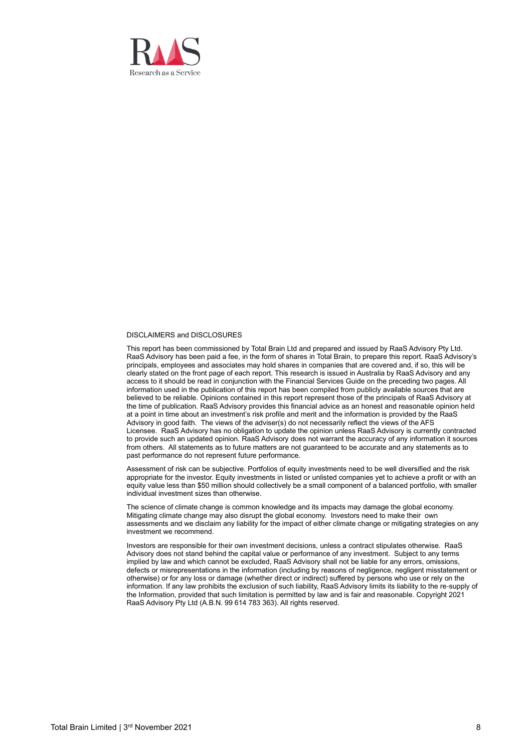DISCLAIMERS and DISCLOSURES

This report has been commissioned by Total Brain Ltd and prepared and issued by RaaS Advisory Pty Ltd. RaaS Advisory has been paid a fee, in the form of shares in Total Brain, to prepare this report. RaaS Advisory's principals, employees and associates may hold shares in companies that are covered and, if so, this will be clearly stated on the front page of each report. This research is issued in Australia by RaaS Advisory and any access to it should be read in conjunction with the Financial Services Guide on the preceding two pages. All information used in the publication of this report has been compiled from publicly available sources that are believed to be reliable. Opinions contained in this report represent those of the principals of RaaS Advisory at the time of publication. RaaS Advisory provides this financial advice as an honest and reasonable opinion held at a point in time about an investment's risk profile and merit and the information is provided by the RaaS Advisory in good faith. The views of the adviser(s) do not necessarily reflect the views of the AFS Licensee. RaaS Advisory has no obligation to update the opinion unless RaaS Advisory is currently contracted to provide such an updated opinion. RaaS Advisory does not warrant the accuracy of any information it sources from others. All statements as to future matters are not guaranteed to be accurate and any statements as to past performance do not represent future performance.

Assessment of risk can be subjective. Portfolios of equity investments need to be well diversified and the risk appropriate for the investor. Equity investments in listed or unlisted companies yet to achieve a profit or with an equity value less than $50 million should collectively be a small component of a balanced portfolio, with smaller individual investment sizes than otherwise.

The science of climate change is common knowledge and its impacts may damage the global economy. Mitigating climate change may also disrupt the global economy. Investors need to make their own assessments and we disclaim any liability for the impact of either climate change or mitigating strategies on any investment we recommend.

Investors are responsible for their own investment decisions, unless a contract stipulates otherwise. RaaS Advisory does not stand behind the capital value or performance of any investment. Subject to any terms implied by law and which cannot be excluded, RaaS Advisory shall not be liable for any errors, omissions, defects or misrepresentations in the information (including by reasons of negligence, negligent misstatement or otherwise) or for any loss or damage (whether direct or indirect) suffered by persons who use or rely on the information. If any law prohibits the exclusion of such liability, RaaS Advisory limits its liability to the re-supply of the Information, provided that such limitation is permitted by law and is fair and reasonable. Copyright 2021 RaaS Advisory Pty Ltd (A.B.N. 99 614 783 363). All rights reserved.